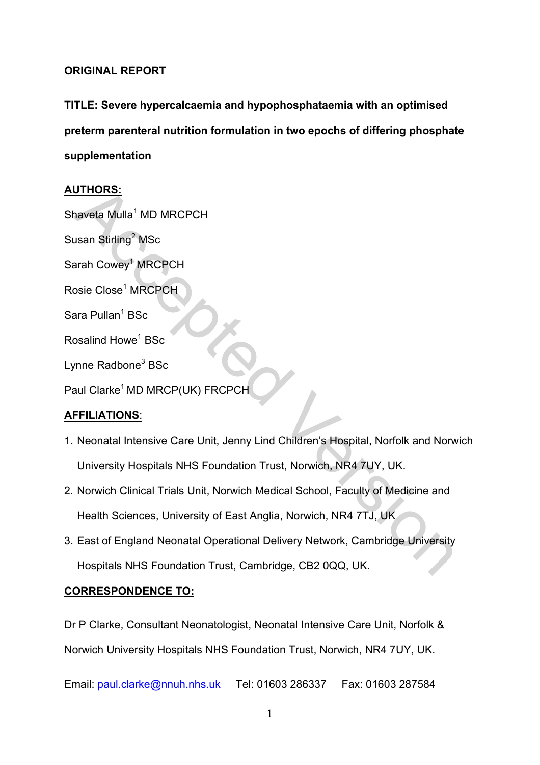**ORIGINAL REPORT**

**TITLE: Severe hypercalcaemia and hypophosphataemia with an optimised preterm parenteral nutrition formulation in two epochs of differing phosphate supplementation**

**AUTHORS:**

Shaveta Mulla[1] MD MRCPCH

Susan Stirling[2] MSc

Sarah Cowey[1] MRCPCH

Rosie Close[1] MRCPCH

Sara Pullan[1] BSc

Rosalind Howe[1] BSc

Lynne Radbone[3] BSc

Paul Clarke[1] MD MRCP(UK) FRCPCH

**AFFILIATIONS**:

1. Neonatal Intensive Care Unit, Jenny Lind Children's Hospital, Norfolk and Norwich University Hospitals NHS Foundation Trust, Norwich, NR4 7UY, UK.
2. Norwich Clinical Trials Unit, Norwich Medical School, Faculty of Medicine and Health Sciences, University of East Anglia, Norwich, NR4 7TJ, UK
3. East of England Neonatal Operational Delivery Network, Cambridge University Hospitals NHS Foundation Trust, Cambridge, CB2 0QQ, UK.

**CORRESPONDENCE TO:**

Dr P Clarke, Consultant Neonatologist, Neonatal Intensive Care Unit, Norfolk & Norwich University Hospitals NHS Foundation Trust, Norwich, NR4 7UY, UK.

Email: paul.clarke@nnuh.nhs.uk Tel: 01603 286337 Fax: 01603 287584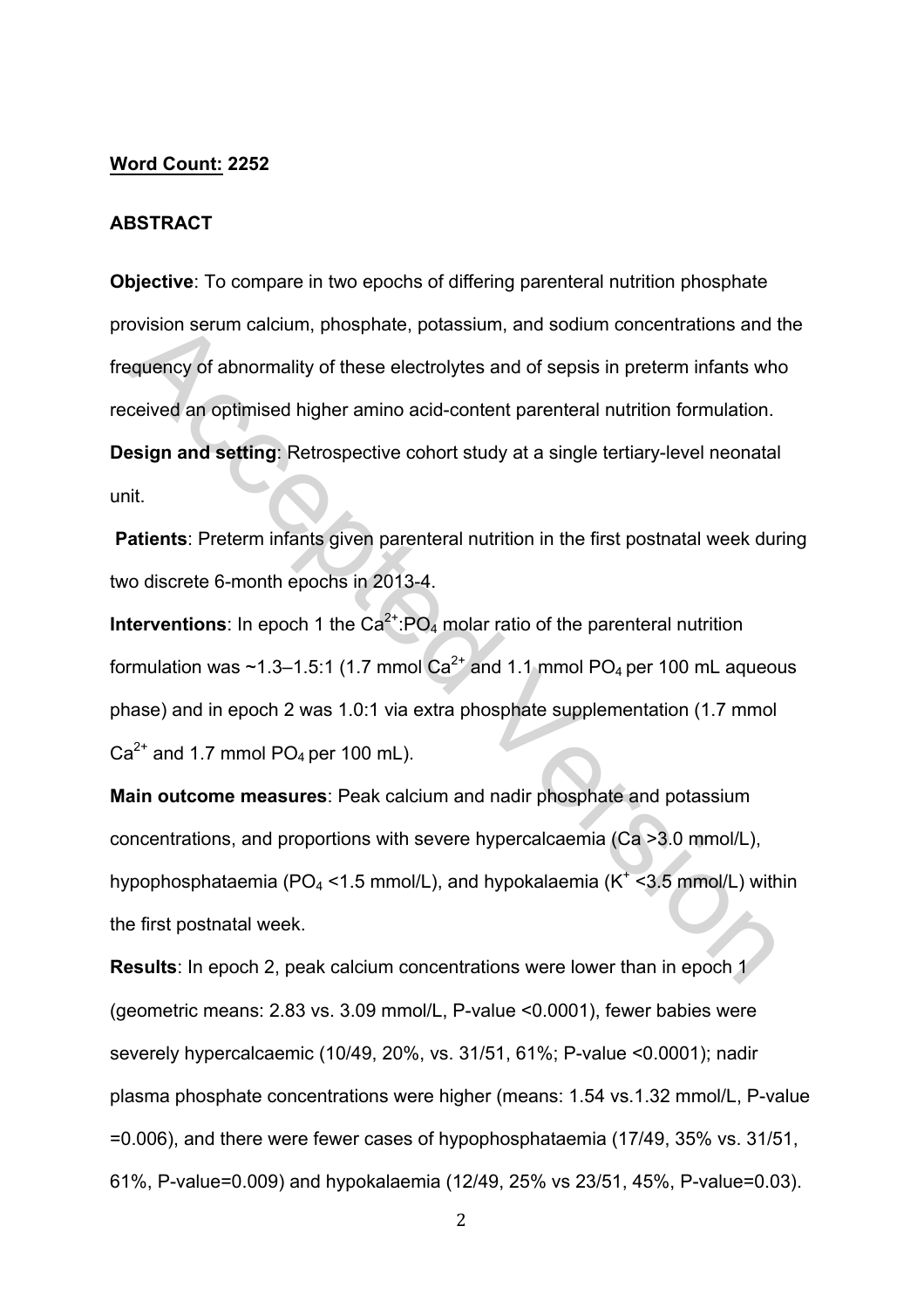**Word Count: 2252**

## ABSTRACT

**Objective**: To compare in two epochs of differing parenteral nutrition phosphate provision serum calcium, phosphate, potassium, and sodium concentrations and the frequency of abnormality of these electrolytes and of sepsis in preterm infants who received an optimised higher amino acid-content parenteral nutrition formulation.

**Design and setting**: Retrospective cohort study at a single tertiary-level neonatal unit.

**Patients**: Preterm infants given parenteral nutrition in the first postnatal week during two discrete 6-month epochs in 2013-4.

**Interventions**: In epoch 1 the $Ca^{2+}$:$PO_4$ molar ratio of the parenteral nutrition formulation was ~1.3–1.5:1 (1.7 mmol $Ca^{2+}$ and 1.1 mmol $PO_4$ per 100 mL aqueous phase) and in epoch 2 was 1.0:1 via extra phosphate supplementation (1.7 mmol $Ca^{2+}$ and 1.7 mmol $PO_4$ per 100 mL).

**Main outcome measures**: Peak calcium and nadir phosphate and potassium concentrations, and proportions with severe hypercalcaemia (Ca >3.0 mmol/L), hypophosphataemia ($PO_4$ <1.5 mmol/L), and hypokalaemia ($K^+$ <3.5 mmol/L) within the first postnatal week.

**Results**: In epoch 2, peak calcium concentrations were lower than in epoch 1 (geometric means: 2.83 vs. 3.09 mmol/L, P-value <0.0001), fewer babies were severely hypercalcaemic (10/49, 20%, vs. 31/51, 61%; P-value <0.0001); nadir plasma phosphate concentrations were higher (means: 1.54 vs.1.32 mmol/L, P-value =0.006), and there were fewer cases of hypophosphataemia (17/49, 35% vs. 31/51, 61%, P-value=0.009) and hypokalaemia (12/49, 25% vs 23/51, 45%, P-value=0.03).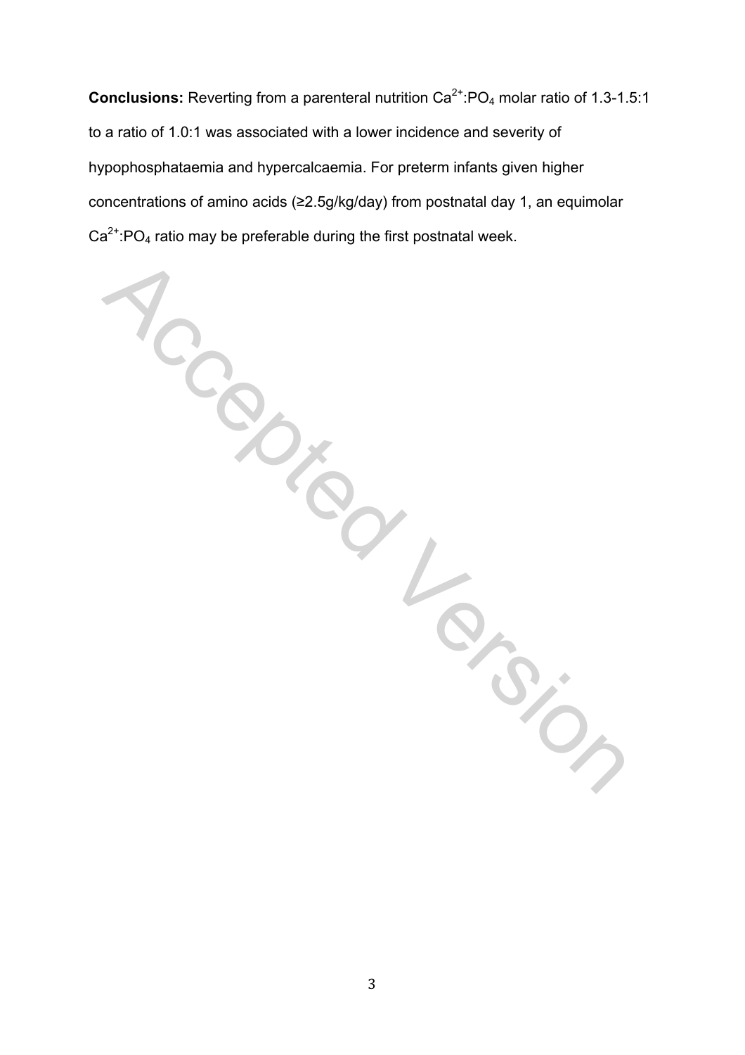**Conclusions:** Reverting from a parenteral nutrition $Ca^{2+}$:$PO_4$ molar ratio of 1.3-1.5:1 to a ratio of 1.0:1 was associated with a lower incidence and severity of hypophosphataemia and hypercalcaemia. For preterm infants given higher concentrations of amino acids (≥2.5g/kg/day) from postnatal day 1, an equimolar $Ca^{2+}$:$PO_4$ ratio may be preferable during the first postnatal week.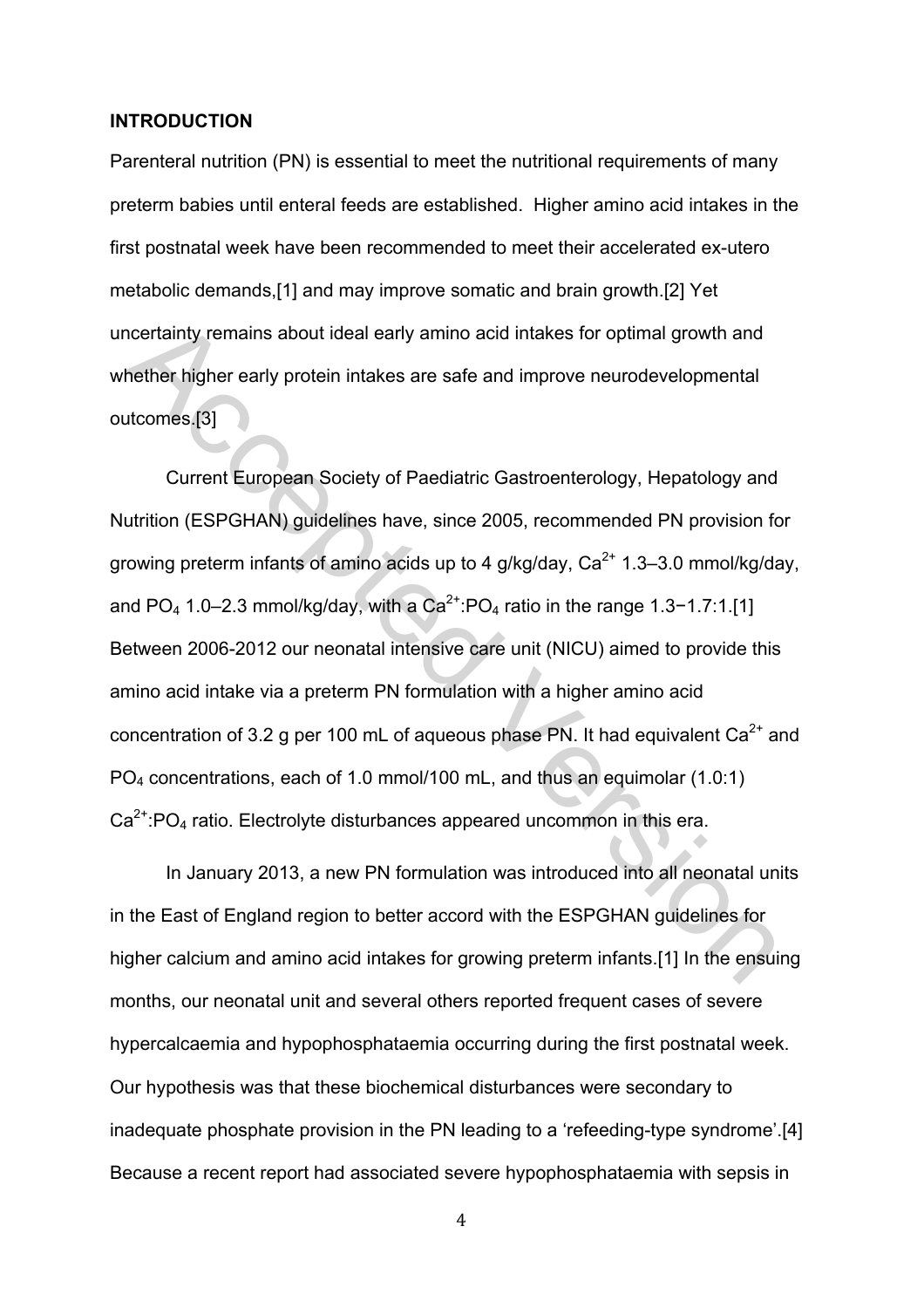## INTRODUCTION

Parenteral nutrition (PN) is essential to meet the nutritional requirements of many preterm babies until enteral feeds are established. Higher amino acid intakes in the first postnatal week have been recommended to meet their accelerated ex-utero metabolic demands,[1] and may improve somatic and brain growth.[2] Yet uncertainty remains about ideal early amino acid intakes for optimal growth and whether higher early protein intakes are safe and improve neurodevelopmental outcomes.[3]

Current European Society of Paediatric Gastroenterology, Hepatology and Nutrition (ESPGHAN) guidelines have, since 2005, recommended PN provision for growing preterm infants of amino acids up to 4 g/kg/day, $Ca^{2+}$ 1.3–3.0 mmol/kg/day, and $PO_4$ 1.0–2.3 mmol/kg/day, with a $Ca^{2+}$:$PO_4$ ratio in the range 1.3−1.7:1.[1] Between 2006-2012 our neonatal intensive care unit (NICU) aimed to provide this amino acid intake via a preterm PN formulation with a higher amino acid concentration of 3.2 g per 100 mL of aqueous phase PN. It had equivalent $Ca^{2+}$ and $PO_4$ concentrations, each of 1.0 mmol/100 mL, and thus an equimolar (1.0:1) $Ca^{2+}$:$PO_4$ ratio. Electrolyte disturbances appeared uncommon in this era.

In January 2013, a new PN formulation was introduced into all neonatal units in the East of England region to better accord with the ESPGHAN guidelines for higher calcium and amino acid intakes for growing preterm infants.[1] In the ensuing months, our neonatal unit and several others reported frequent cases of severe hypercalcaemia and hypophosphataemia occurring during the first postnatal week. Our hypothesis was that these biochemical disturbances were secondary to inadequate phosphate provision in the PN leading to a 'refeeding-type syndrome'.[4] Because a recent report had associated severe hypophosphataemia with sepsis in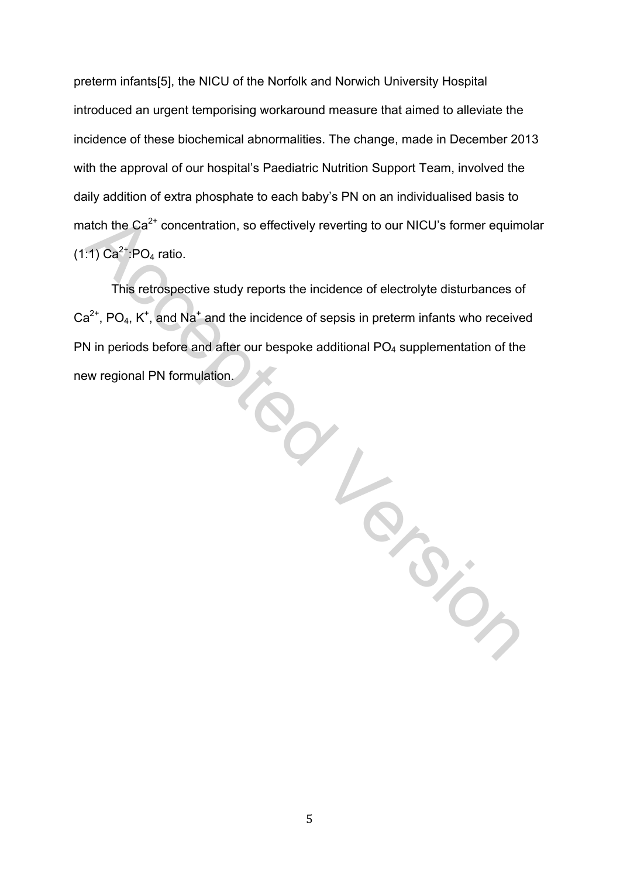preterm infants[5], the NICU of the Norfolk and Norwich University Hospital introduced an urgent temporising workaround measure that aimed to alleviate the incidence of these biochemical abnormalities. The change, made in December 2013 with the approval of our hospital's Paediatric Nutrition Support Team, involved the daily addition of extra phosphate to each baby's PN on an individualised basis to match the $Ca^{2+}$ concentration, so effectively reverting to our NICU's former equimolar (1:1) $Ca^{2+}$:$PO_4$ ratio.

This retrospective study reports the incidence of electrolyte disturbances of $Ca^{2+}$, $PO_4$, $K^+$, and $Na^+$ and the incidence of sepsis in preterm infants who received PN in periods before and after our bespoke additional $PO_4$ supplementation of the new regional PN formulation.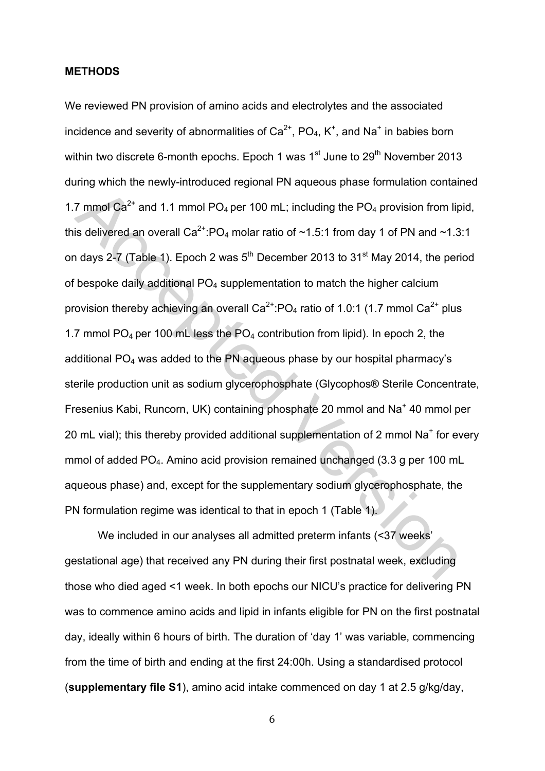## METHODS

We reviewed PN provision of amino acids and electrolytes and the associated incidence and severity of abnormalities of $Ca^{2+}$, $PO_4$, $K^+$, and $Na^+$ in babies born within two discrete 6-month epochs. Epoch 1 was 1st June to 29th November 2013 during which the newly-introduced regional PN aqueous phase formulation contained 1.7 mmol $Ca^{2+}$ and 1.1 mmol $PO_4$ per 100 mL; including the $PO_4$ provision from lipid, this delivered an overall $Ca^{2+}$:$PO_4$ molar ratio of ~1.5:1 from day 1 of PN and ~1.3:1 on days 2-7 (Table 1). Epoch 2 was 5th December 2013 to 31st May 2014, the period of bespoke daily additional $PO_4$ supplementation to match the higher calcium provision thereby achieving an overall $Ca^{2+}$:$PO_4$ ratio of 1.0:1 (1.7 mmol $Ca^{2+}$ plus 1.7 mmol $PO_4$ per 100 mL less the $PO_4$ contribution from lipid). In epoch 2, the additional $PO_4$ was added to the PN aqueous phase by our hospital pharmacy's sterile production unit as sodium glycerophosphate (Glycophos® Sterile Concentrate, Fresenius Kabi, Runcorn, UK) containing phosphate 20 mmol and $Na^+$ 40 mmol per 20 mL vial); this thereby provided additional supplementation of 2 mmol $Na^+$ for every mmol of added $PO_4$. Amino acid provision remained unchanged (3.3 g per 100 mL aqueous phase) and, except for the supplementary sodium glycerophosphate, the PN formulation regime was identical to that in epoch 1 (Table 1).

We included in our analyses all admitted preterm infants (<37 weeks' gestational age) that received any PN during their first postnatal week, excluding those who died aged <1 week. In both epochs our NICU's practice for delivering PN was to commence amino acids and lipid in infants eligible for PN on the first postnatal day, ideally within 6 hours of birth. The duration of 'day 1' was variable, commencing from the time of birth and ending at the first 24:00h. Using a standardised protocol (**supplementary file S1**), amino acid intake commenced on day 1 at 2.5 g/kg/day,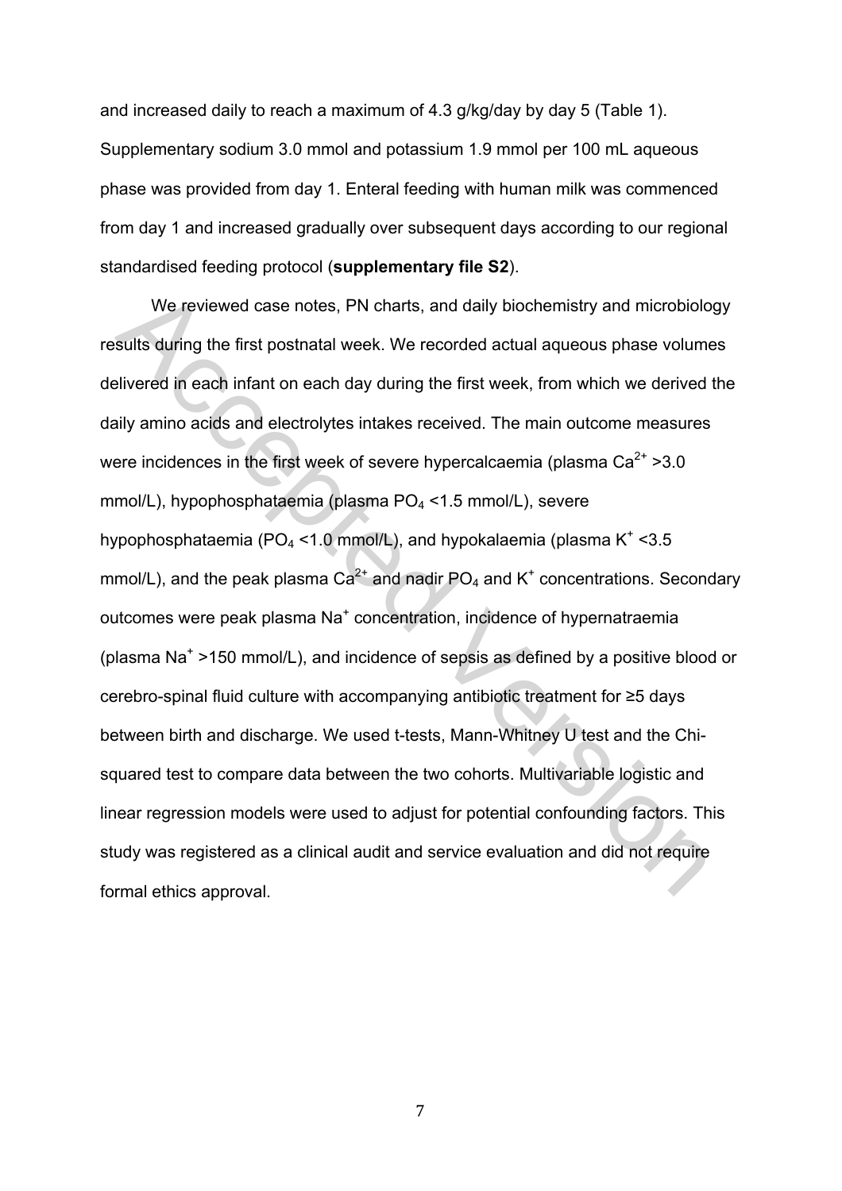and increased daily to reach a maximum of 4.3 g/kg/day by day 5 (Table 1). Supplementary sodium 3.0 mmol and potassium 1.9 mmol per 100 mL aqueous phase was provided from day 1. Enteral feeding with human milk was commenced from day 1 and increased gradually over subsequent days according to our regional standardised feeding protocol (**supplementary file S2**).

We reviewed case notes, PN charts, and daily biochemistry and microbiology results during the first postnatal week. We recorded actual aqueous phase volumes delivered in each infant on each day during the first week, from which we derived the daily amino acids and electrolytes intakes received. The main outcome measures were incidences in the first week of severe hypercalcaemia (plasma $Ca^{2+}$ >3.0 mmol/L), hypophosphataemia (plasma $PO_4$ <1.5 mmol/L), severe hypophosphataemia ($PO_4$ <1.0 mmol/L), and hypokalaemia (plasma $K^+$ <3.5 mmol/L), and the peak plasma $Ca^{2+}$ and nadir $PO_4$ and $K^+$ concentrations. Secondary outcomes were peak plasma $Na^+$ concentration, incidence of hypernatraemia (plasma $Na^+$ >150 mmol/L), and incidence of sepsis as defined by a positive blood or cerebro-spinal fluid culture with accompanying antibiotic treatment for ≥5 days between birth and discharge. We used t-tests, Mann-Whitney U test and the Chi-squared test to compare data between the two cohorts. Multivariable logistic and linear regression models were used to adjust for potential confounding factors. This study was registered as a clinical audit and service evaluation and did not require formal ethics approval.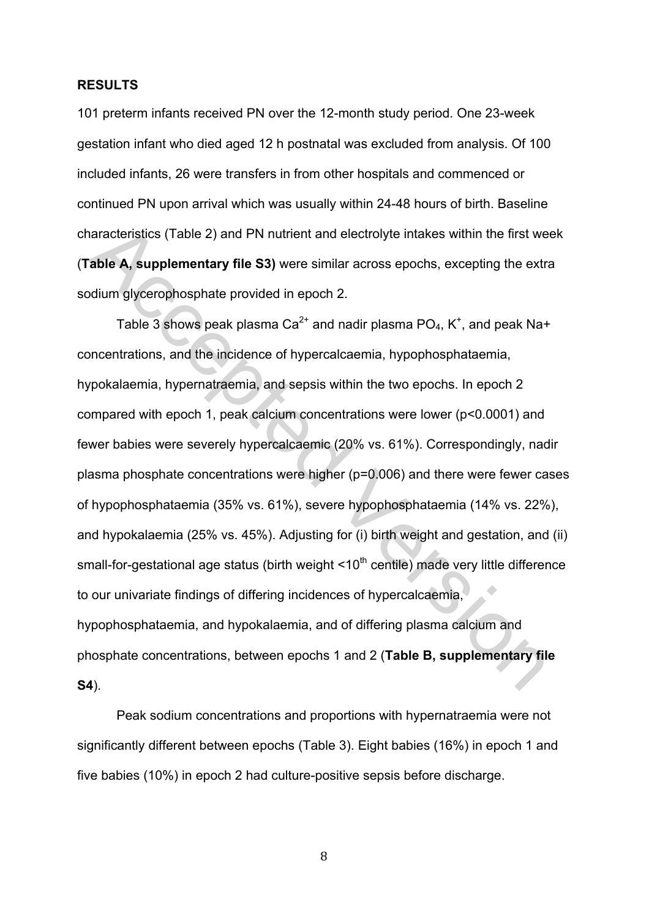## RESULTS

101 preterm infants received PN over the 12-month study period. One 23-week gestation infant who died aged 12 h postnatal was excluded from analysis. Of 100 included infants, 26 were transfers in from other hospitals and commenced or continued PN upon arrival which was usually within 24-48 hours of birth. Baseline characteristics (Table 2) and PN nutrient and electrolyte intakes within the first week (**Table A, supplementary file S3)** were similar across epochs, excepting the extra sodium glycerophosphate provided in epoch 2.

Table 3 shows peak plasma $Ca^{2+}$ and nadir plasma $PO_4$, $K^+$, and peak Na+ concentrations, and the incidence of hypercalcaemia, hypophosphataemia, hypokalaemia, hypernatraemia, and sepsis within the two epochs. In epoch 2 compared with epoch 1, peak calcium concentrations were lower ($p<0.0001$) and fewer babies were severely hypercalcaemic (20% vs. 61%). Correspondingly, nadir plasma phosphate concentrations were higher ($p=0.006$) and there were fewer cases of hypophosphataemia (35% vs. 61%), severe hypophosphataemia (14% vs. 22%), and hypokalaemia (25% vs. 45%). Adjusting for (i) birth weight and gestation, and (ii) small-for-gestational age status (birth weight <10$^{th}$ centile) made very little difference to our univariate findings of differing incidences of hypercalcaemia, hypophosphataemia, and hypokalaemia, and of differing plasma calcium and phosphate concentrations, between epochs 1 and 2 (**Table B, supplementary file S4**).

Peak sodium concentrations and proportions with hypernatraemia were not significantly different between epochs (Table 3). Eight babies (16%) in epoch 1 and five babies (10%) in epoch 2 had culture-positive sepsis before discharge.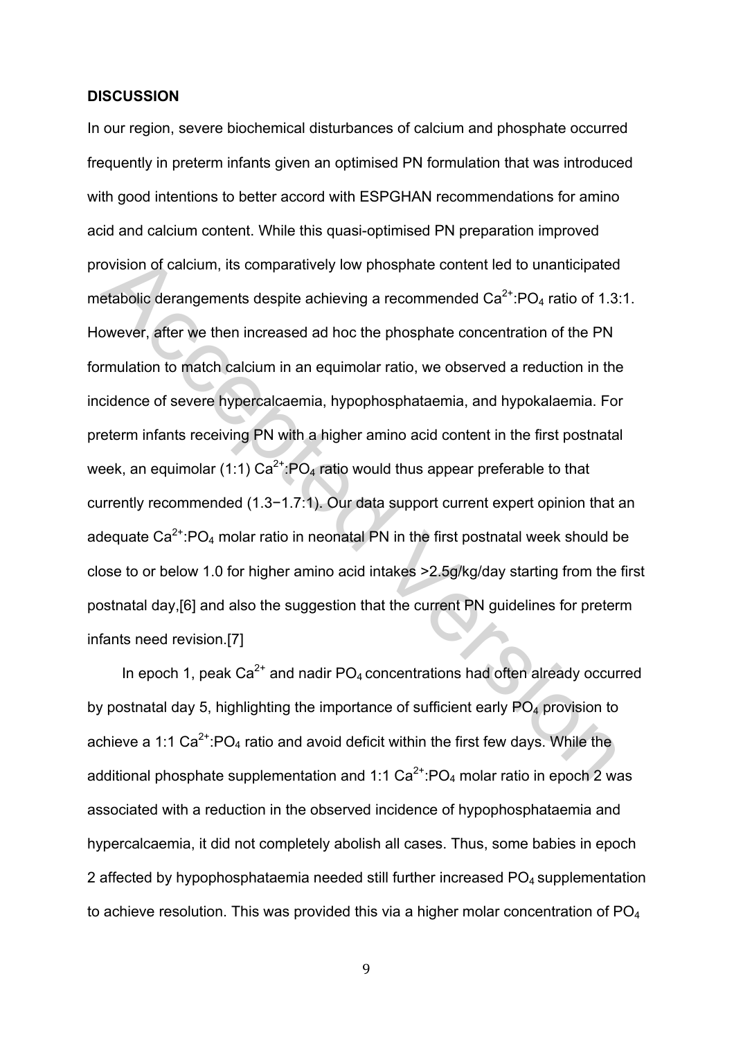## DISCUSSION

In our region, severe biochemical disturbances of calcium and phosphate occurred frequently in preterm infants given an optimised PN formulation that was introduced with good intentions to better accord with ESPGHAN recommendations for amino acid and calcium content. While this quasi-optimised PN preparation improved provision of calcium, its comparatively low phosphate content led to unanticipated metabolic derangements despite achieving a recommended $Ca^{2+}$:$PO_4$ ratio of 1.3:1. However, after we then increased ad hoc the phosphate concentration of the PN formulation to match calcium in an equimolar ratio, we observed a reduction in the incidence of severe hypercalcaemia, hypophosphataemia, and hypokalaemia. For preterm infants receiving PN with a higher amino acid content in the first postnatal week, an equimolar (1:1) $Ca^{2+}$:$PO_4$ ratio would thus appear preferable to that currently recommended (1.3−1.7:1). Our data support current expert opinion that an adequate $Ca^{2+}$:$PO_4$ molar ratio in neonatal PN in the first postnatal week should be close to or below 1.0 for higher amino acid intakes >2.5g/kg/day starting from the first postnatal day,[6] and also the suggestion that the current PN guidelines for preterm infants need revision.[7]

In epoch 1, peak $Ca^{2+}$ and nadir $PO_4$ concentrations had often already occurred by postnatal day 5, highlighting the importance of sufficient early $PO_4$ provision to achieve a 1:1 $Ca^{2+}$:$PO_4$ ratio and avoid deficit within the first few days. While the additional phosphate supplementation and 1:1 $Ca^{2+}$:$PO_4$ molar ratio in epoch 2 was associated with a reduction in the observed incidence of hypophosphataemia and hypercalcaemia, it did not completely abolish all cases. Thus, some babies in epoch 2 affected by hypophosphataemia needed still further increased $PO_4$ supplementation to achieve resolution. This was provided this via a higher molar concentration of $PO_4$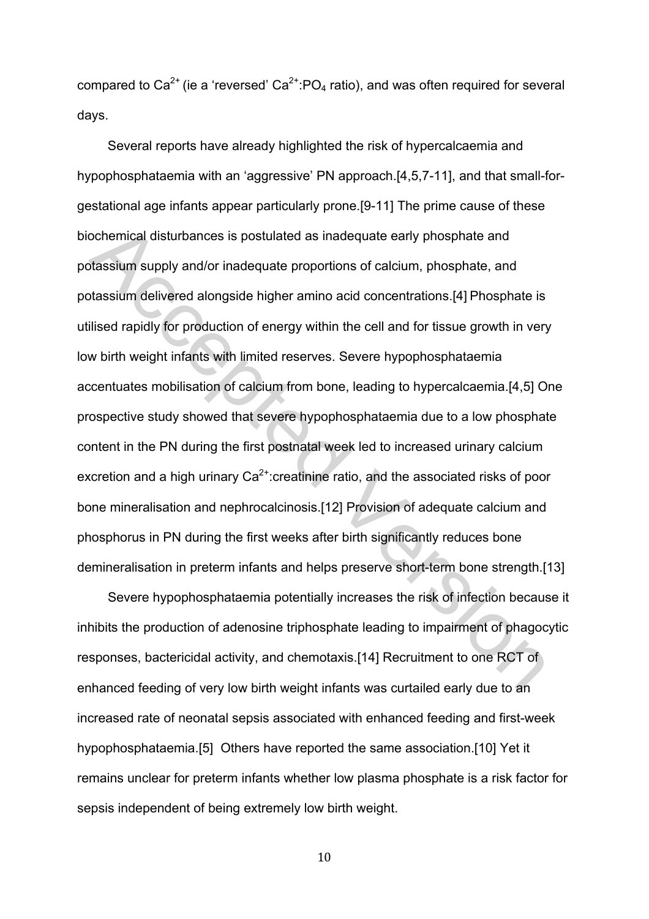compared to $Ca^{2+}$ (ie a 'reversed' $Ca^{2+}$:$PO_4$ ratio), and was often required for several days.

Several reports have already highlighted the risk of hypercalcaemia and hypophosphataemia with an 'aggressive' PN approach.[4,5,7-11], and that small-for-gestational age infants appear particularly prone.[9-11] The prime cause of these biochemical disturbances is postulated as inadequate early phosphate and potassium supply and/or inadequate proportions of calcium, phosphate, and potassium delivered alongside higher amino acid concentrations.[4] Phosphate is utilised rapidly for production of energy within the cell and for tissue growth in very low birth weight infants with limited reserves. Severe hypophosphataemia accentuates mobilisation of calcium from bone, leading to hypercalcaemia.[4,5] One prospective study showed that severe hypophosphataemia due to a low phosphate content in the PN during the first postnatal week led to increased urinary calcium excretion and a high urinary $Ca^{2+}$:creatinine ratio, and the associated risks of poor bone mineralisation and nephrocalcinosis.[12] Provision of adequate calcium and phosphorus in PN during the first weeks after birth significantly reduces bone demineralisation in preterm infants and helps preserve short-term bone strength.[13]

Severe hypophosphataemia potentially increases the risk of infection because it inhibits the production of adenosine triphosphate leading to impairment of phagocytic responses, bactericidal activity, and chemotaxis.[14] Recruitment to one RCT of enhanced feeding of very low birth weight infants was curtailed early due to an increased rate of neonatal sepsis associated with enhanced feeding and first-week hypophosphataemia.[5] Others have reported the same association.[10] Yet it remains unclear for preterm infants whether low plasma phosphate is a risk factor for sepsis independent of being extremely low birth weight.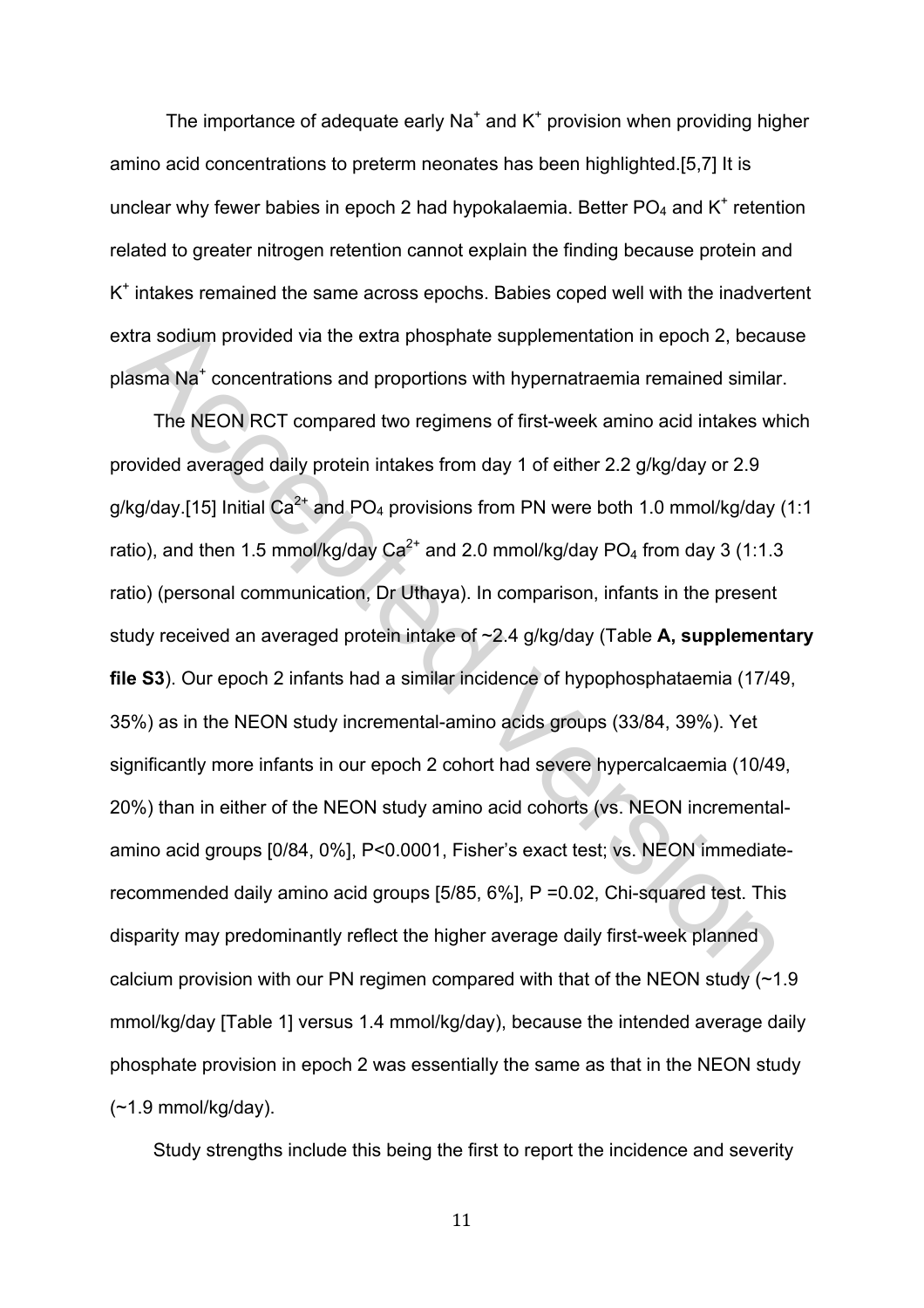The importance of adequate early $Na^+$ and $K^+$ provision when providing higher amino acid concentrations to preterm neonates has been highlighted.[5,7] It is unclear why fewer babies in epoch 2 had hypokalaemia. Better $PO_4$ and $K^+$ retention related to greater nitrogen retention cannot explain the finding because protein and $K^+$ intakes remained the same across epochs. Babies coped well with the inadvertent extra sodium provided via the extra phosphate supplementation in epoch 2, because plasma $Na^+$ concentrations and proportions with hypernatraemia remained similar.

The NEON RCT compared two regimens of first-week amino acid intakes which provided averaged daily protein intakes from day 1 of either 2.2 g/kg/day or 2.9 g/kg/day.[15] Initial $Ca^{2+}$ and $PO_4$ provisions from PN were both 1.0 mmol/kg/day (1:1 ratio), and then 1.5 mmol/kg/day $Ca^{2+}$ and 2.0 mmol/kg/day $PO_4$ from day 3 (1:1.3 ratio) (personal communication, Dr Uthaya). In comparison, infants in the present study received an averaged protein intake of ~2.4 g/kg/day (Table **A, supplementary file S3**). Our epoch 2 infants had a similar incidence of hypophosphataemia (17/49, 35%) as in the NEON study incremental-amino acids groups (33/84, 39%). Yet significantly more infants in our epoch 2 cohort had severe hypercalcaemia (10/49, 20%) than in either of the NEON study amino acid cohorts (vs. NEON incremental-amino acid groups [0/84, 0%], P<0.0001, Fisher's exact test; vs. NEON immediate-recommended daily amino acid groups [5/85, 6%], P =0.02, Chi-squared test. This disparity may predominantly reflect the higher average daily first-week planned calcium provision with our PN regimen compared with that of the NEON study (~1.9 mmol/kg/day [Table 1] versus 1.4 mmol/kg/day), because the intended average daily phosphate provision in epoch 2 was essentially the same as that in the NEON study (~1.9 mmol/kg/day).

Study strengths include this being the first to report the incidence and severity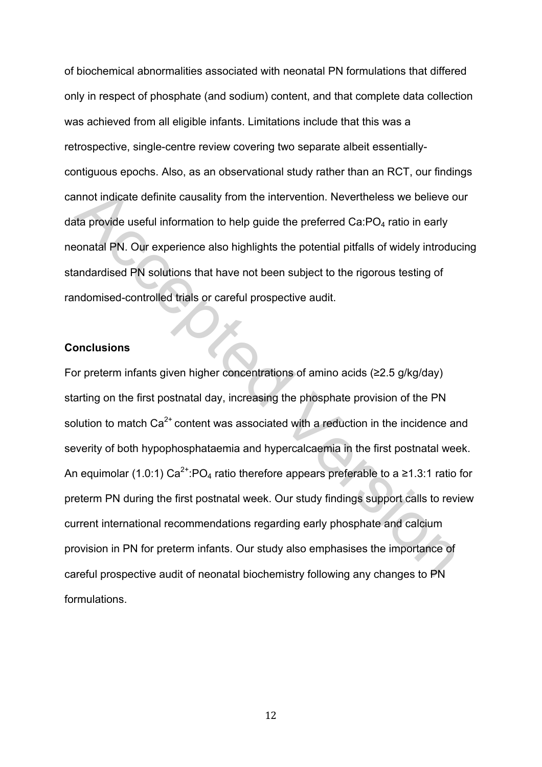of biochemical abnormalities associated with neonatal PN formulations that differed only in respect of phosphate (and sodium) content, and that complete data collection was achieved from all eligible infants. Limitations include that this was a retrospective, single-centre review covering two separate albeit essentially-contiguous epochs. Also, as an observational study rather than an RCT, our findings cannot indicate definite causality from the intervention. Nevertheless we believe our data provide useful information to help guide the preferred Ca:$PO_4$ ratio in early neonatal PN. Our experience also highlights the potential pitfalls of widely introducing standardised PN solutions that have not been subject to the rigorous testing of randomised-controlled trials or careful prospective audit.

## Conclusions

For preterm infants given higher concentrations of amino acids (≥2.5 g/kg/day) starting on the first postnatal day, increasing the phosphate provision of the PN solution to match $Ca^{2+}$ content was associated with a reduction in the incidence and severity of both hypophosphataemia and hypercalcaemia in the first postnatal week. An equimolar (1.0:1) $Ca^{2+}$:$PO_4$ ratio therefore appears preferable to a ≥1.3:1 ratio for preterm PN during the first postnatal week. Our study findings support calls to review current international recommendations regarding early phosphate and calcium provision in PN for preterm infants. Our study also emphasises the importance of careful prospective audit of neonatal biochemistry following any changes to PN formulations.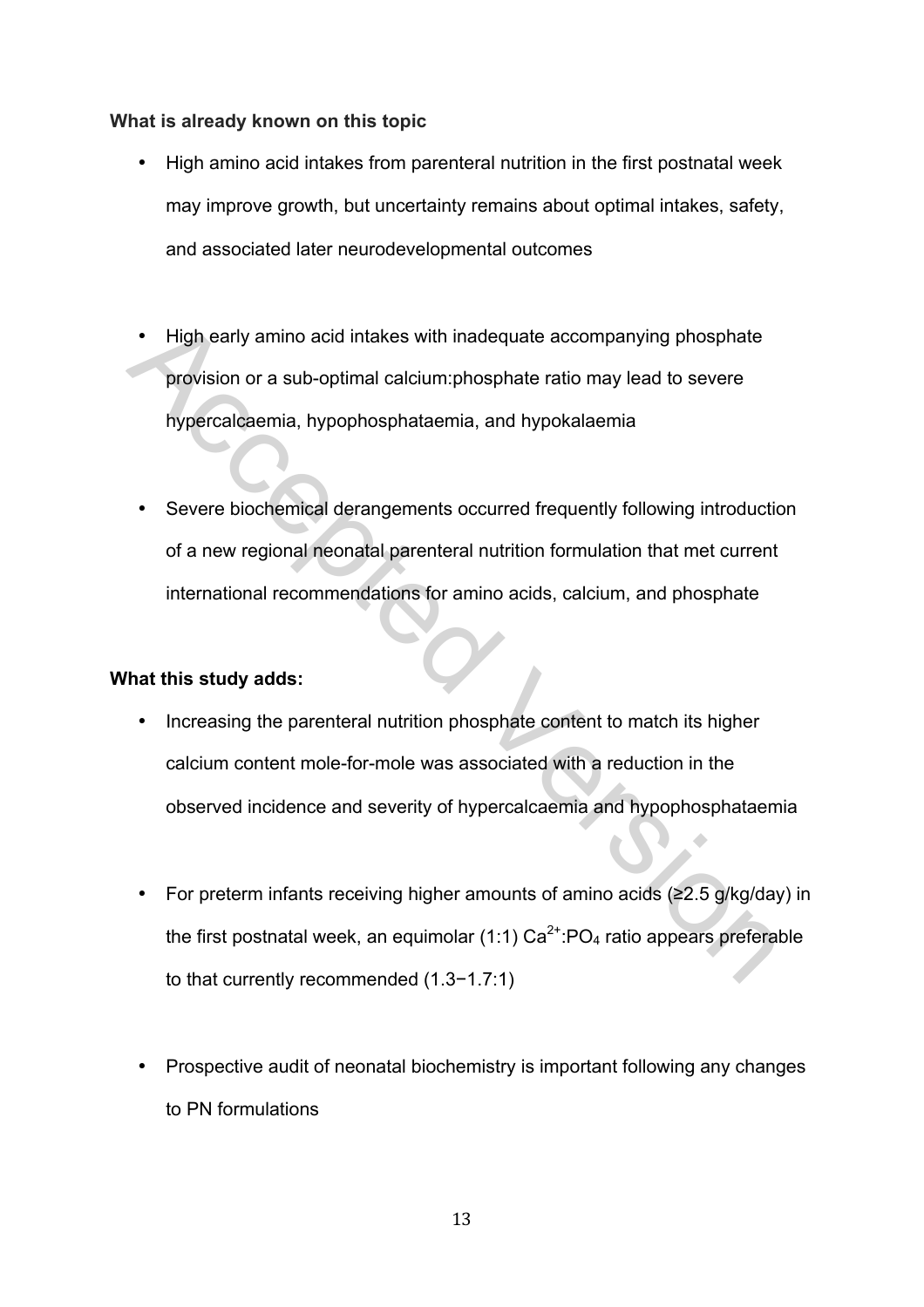**What is already known on this topic**

- High amino acid intakes from parenteral nutrition in the first postnatal week may improve growth, but uncertainty remains about optimal intakes, safety, and associated later neurodevelopmental outcomes

- High early amino acid intakes with inadequate accompanying phosphate provision or a sub-optimal calcium:phosphate ratio may lead to severe hypercalcaemia, hypophosphataemia, and hypokalaemia

- Severe biochemical derangements occurred frequently following introduction of a new regional neonatal parenteral nutrition formulation that met current international recommendations for amino acids, calcium, and phosphate

**What this study adds:**

- Increasing the parenteral nutrition phosphate content to match its higher calcium content mole-for-mole was associated with a reduction in the observed incidence and severity of hypercalcaemia and hypophosphataemia

- For preterm infants receiving higher amounts of amino acids (≥2.5 g/kg/day) in the first postnatal week, an equimolar (1:1) $Ca^{2+}$:$PO_4$ ratio appears preferable to that currently recommended (1.3−1.7:1)

- Prospective audit of neonatal biochemistry is important following any changes to PN formulations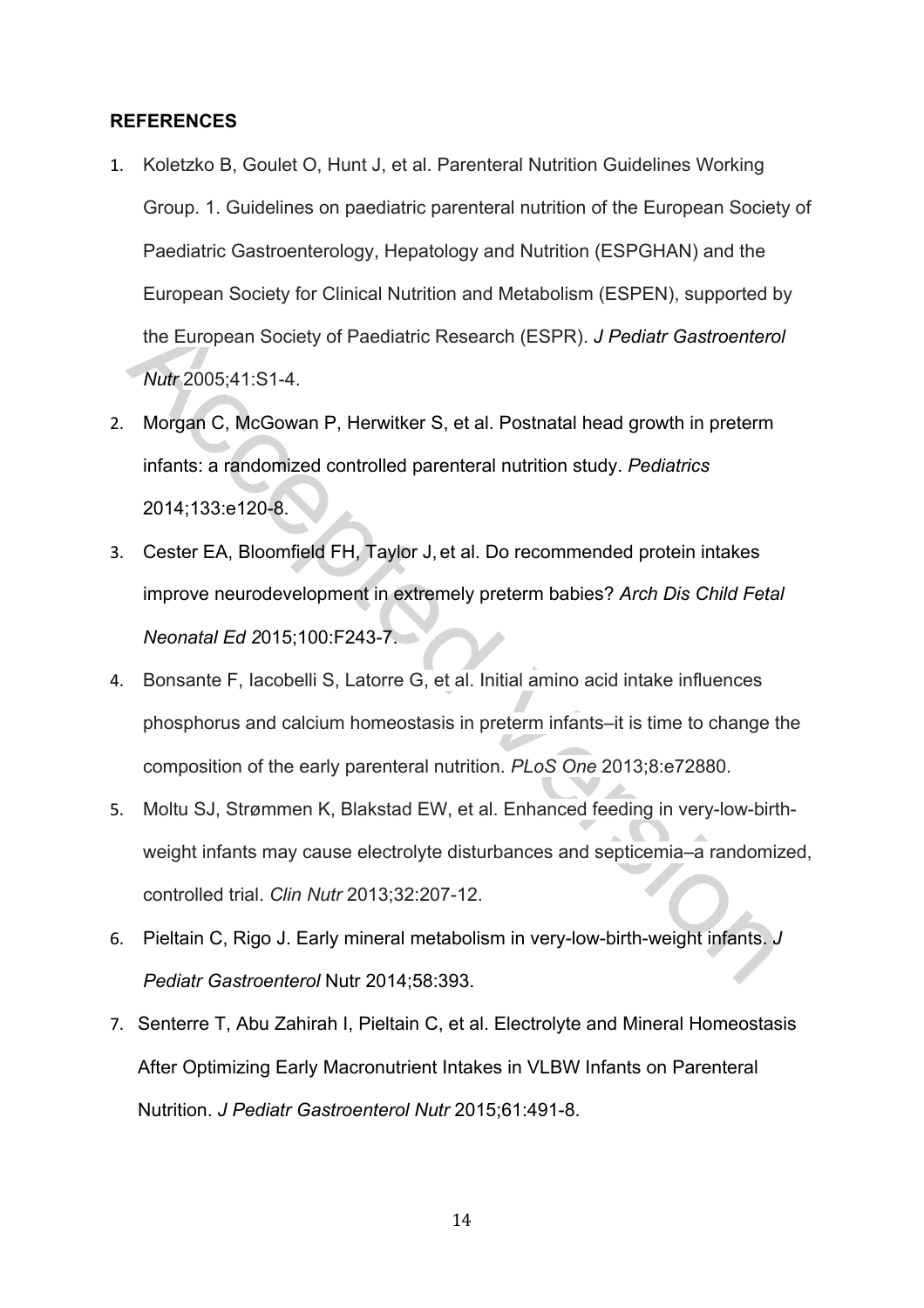**REFERENCES**

1. Koletzko B, Goulet O, Hunt J, et al. Parenteral Nutrition Guidelines Working Group. 1. Guidelines on paediatric parenteral nutrition of the European Society of Paediatric Gastroenterology, Hepatology and Nutrition (ESPGHAN) and the European Society for Clinical Nutrition and Metabolism (ESPEN), supported by the European Society of Paediatric Research (ESPR). *J Pediatr Gastroenterol Nutr* 2005;41:S1-4.
2. Morgan C, McGowan P, Herwitker S, et al. Postnatal head growth in preterm infants: a randomized controlled parenteral nutrition study. *Pediatrics* 2014;133:e120-8.
3. Cester EA, Bloomfield FH, Taylor J, et al. Do recommended protein intakes improve neurodevelopment in extremely preterm babies? *Arch Dis Child Fetal Neonatal Ed 2*015;100:F243-7.
4. Bonsante F, Iacobelli S, Latorre G, et al. Initial amino acid intake influences phosphorus and calcium homeostasis in preterm infants–it is time to change the composition of the early parenteral nutrition. *PLoS One* 2013;8:e72880.
5. Moltu SJ, Strømmen K, Blakstad EW, et al. Enhanced feeding in very-low-birth-weight infants may cause electrolyte disturbances and septicemia–a randomized, controlled trial. *Clin Nutr* 2013;32:207-12.
6. Pieltain C, Rigo J. Early mineral metabolism in very-low-birth-weight infants. *J Pediatr Gastroenterol* Nutr 2014;58:393.
7. Senterre T, Abu Zahirah I, Pieltain C, et al. Electrolyte and Mineral Homeostasis After Optimizing Early Macronutrient Intakes in VLBW Infants on Parenteral Nutrition. *J Pediatr Gastroenterol Nutr* 2015;61:491-8.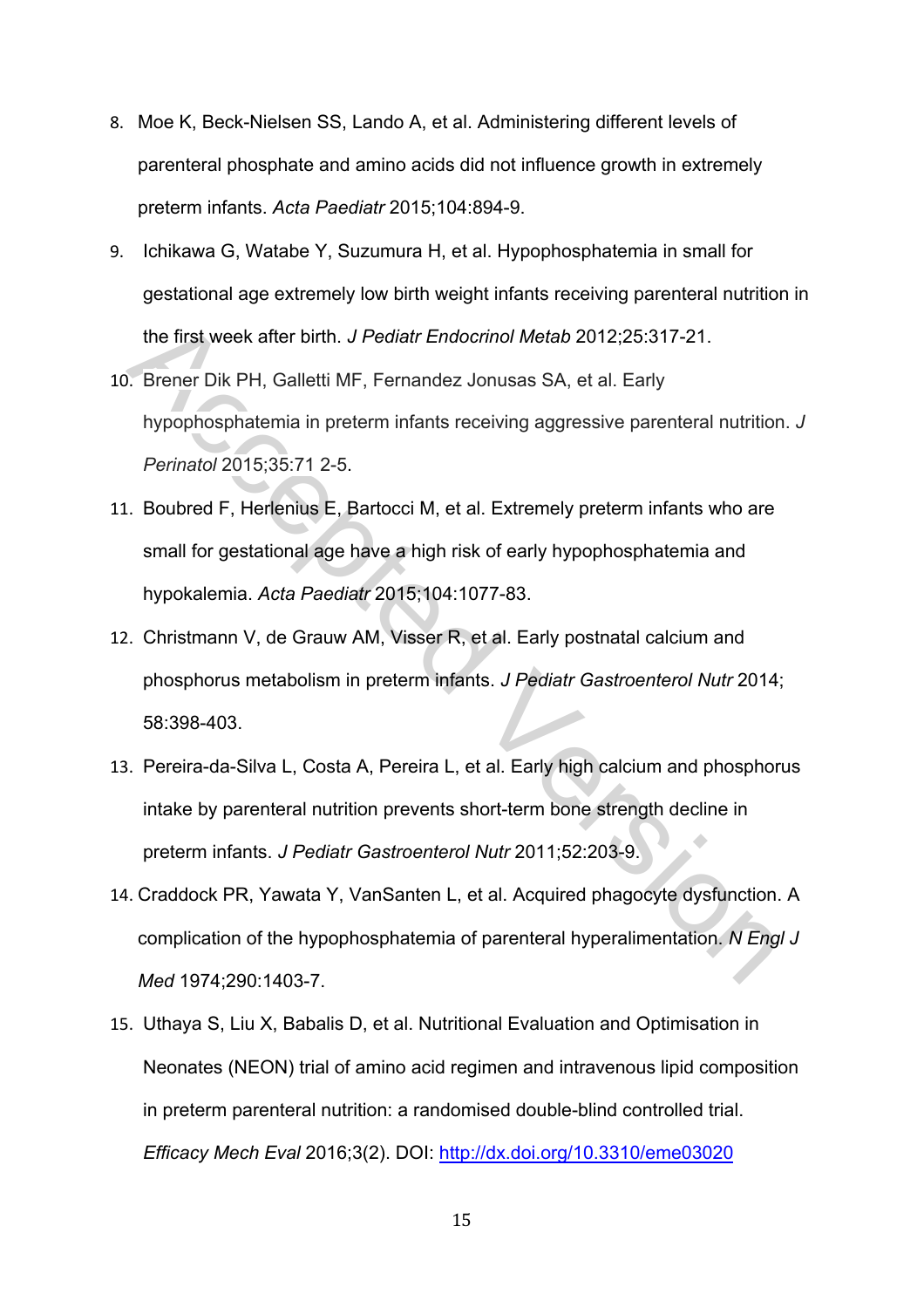8. Moe K, Beck-Nielsen SS, Lando A, et al. Administering different levels of parenteral phosphate and amino acids did not influence growth in extremely preterm infants. *Acta Paediatr* 2015;104:894-9.
9. Ichikawa G, Watabe Y, Suzumura H, et al. Hypophosphatemia in small for gestational age extremely low birth weight infants receiving parenteral nutrition in the first week after birth. *J Pediatr Endocrinol Metab* 2012;25:317-21.
10. Brener Dik PH, Galletti MF, Fernandez Jonusas SA, et al. Early hypophosphatemia in preterm infants receiving aggressive parenteral nutrition. *J Perinatol* 2015;35:71 2-5.
11. Boubred F, Herlenius E, Bartocci M, et al. Extremely preterm infants who are small for gestational age have a high risk of early hypophosphatemia and hypokalemia. *Acta Paediatr* 2015;104:1077-83.
12. Christmann V, de Grauw AM, Visser R, et al. Early postnatal calcium and phosphorus metabolism in preterm infants. *J Pediatr Gastroenterol Nutr* 2014; 58:398-403.
13. Pereira-da-Silva L, Costa A, Pereira L, et al. Early high calcium and phosphorus intake by parenteral nutrition prevents short-term bone strength decline in preterm infants. *J Pediatr Gastroenterol Nutr* 2011;52:203-9.
14. Craddock PR, Yawata Y, VanSanten L, et al. Acquired phagocyte dysfunction. A complication of the hypophosphatemia of parenteral hyperalimentation. *N Engl J Med* 1974;290:1403-7.
15. Uthaya S, Liu X, Babalis D, et al. Nutritional Evaluation and Optimisation in Neonates (NEON) trial of amino acid regimen and intravenous lipid composition in preterm parenteral nutrition: a randomised double-blind controlled trial. *Efficacy Mech Eval* 2016;3(2). DOI: http://dx.doi.org/10.3310/eme03020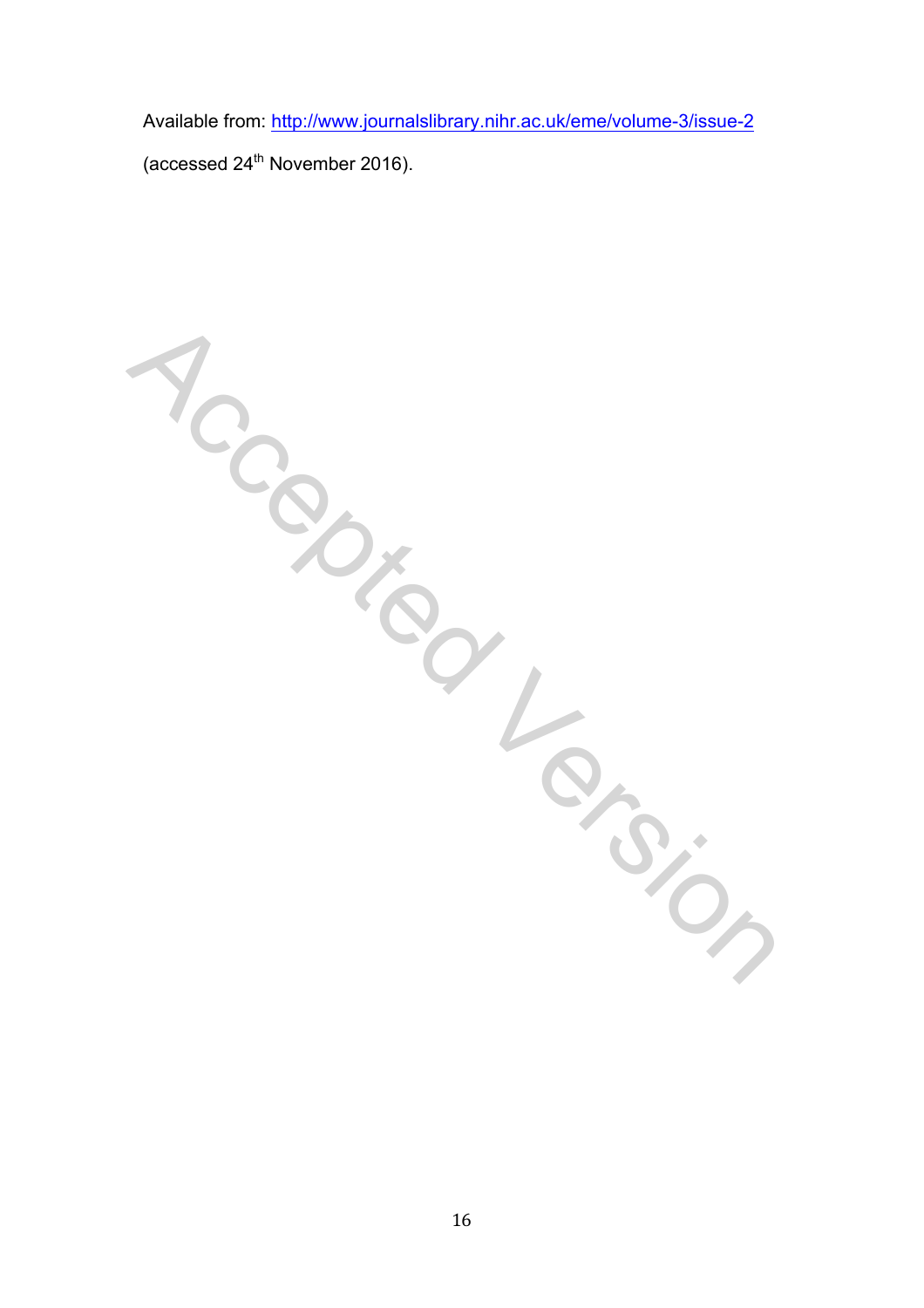Available from: http://www.journalslibrary.nihr.ac.uk/eme/volume-3/issue-2 (accessed 24th November 2016).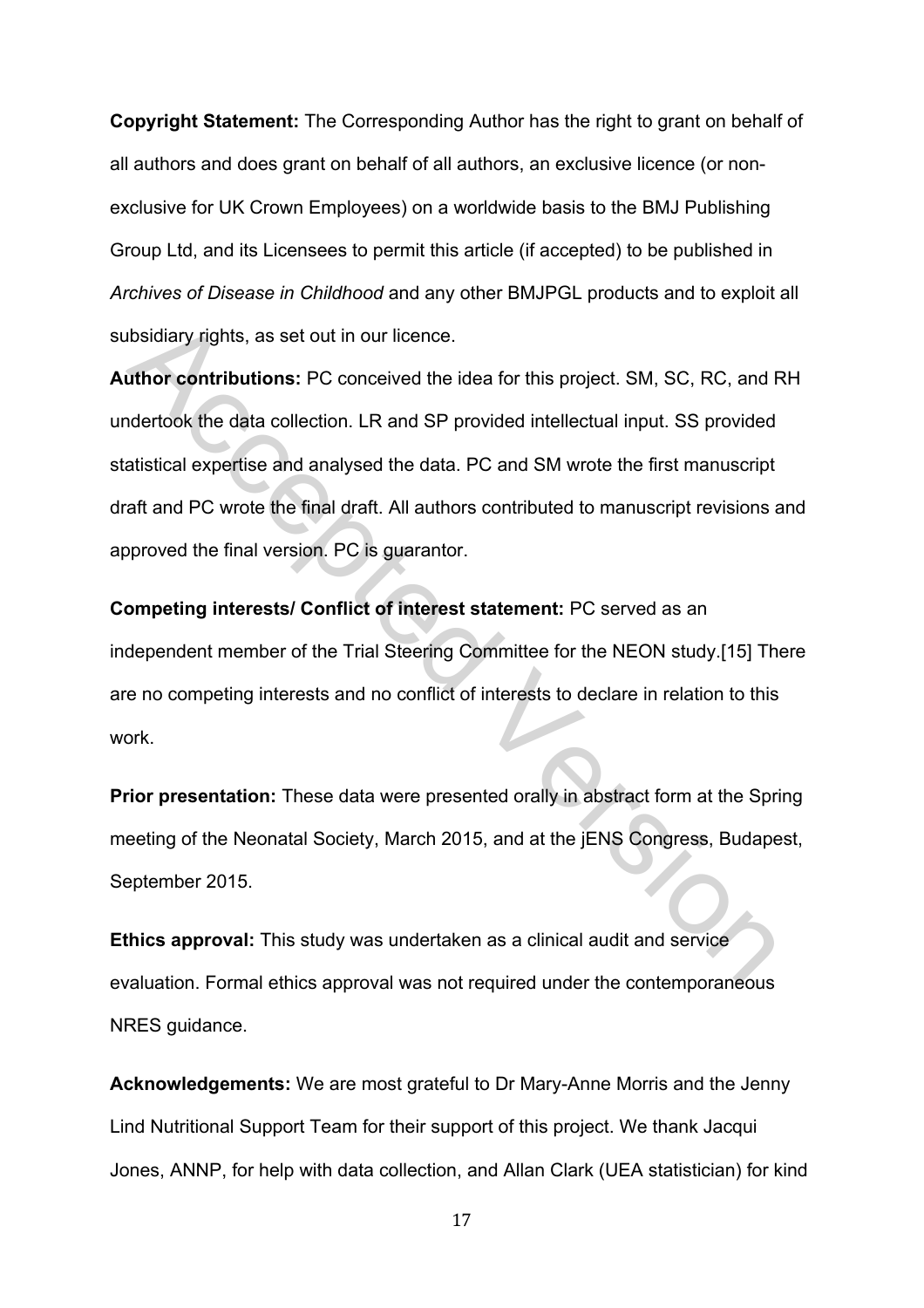**Copyright Statement:** The Corresponding Author has the right to grant on behalf of all authors and does grant on behalf of all authors, an exclusive licence (or non-exclusive for UK Crown Employees) on a worldwide basis to the BMJ Publishing Group Ltd, and its Licensees to permit this article (if accepted) to be published in *Archives of Disease in Childhood* and any other BMJPGL products and to exploit all subsidiary rights, as set out in our licence.

**Author contributions:** PC conceived the idea for this project. SM, SC, RC, and RH undertook the data collection. LR and SP provided intellectual input. SS provided statistical expertise and analysed the data. PC and SM wrote the first manuscript draft and PC wrote the final draft. All authors contributed to manuscript revisions and approved the final version. PC is guarantor.

**Competing interests/ Conflict of interest statement:** PC served as an independent member of the Trial Steering Committee for the NEON study.[15] There are no competing interests and no conflict of interests to declare in relation to this work.

**Prior presentation:** These data were presented orally in abstract form at the Spring meeting of the Neonatal Society, March 2015, and at the jENS Congress, Budapest, September 2015.

**Ethics approval:** This study was undertaken as a clinical audit and service evaluation. Formal ethics approval was not required under the contemporaneous NRES guidance.

**Acknowledgements:** We are most grateful to Dr Mary-Anne Morris and the Jenny Lind Nutritional Support Team for their support of this project. We thank Jacqui Jones, ANNP, for help with data collection, and Allan Clark (UEA statistician) for kind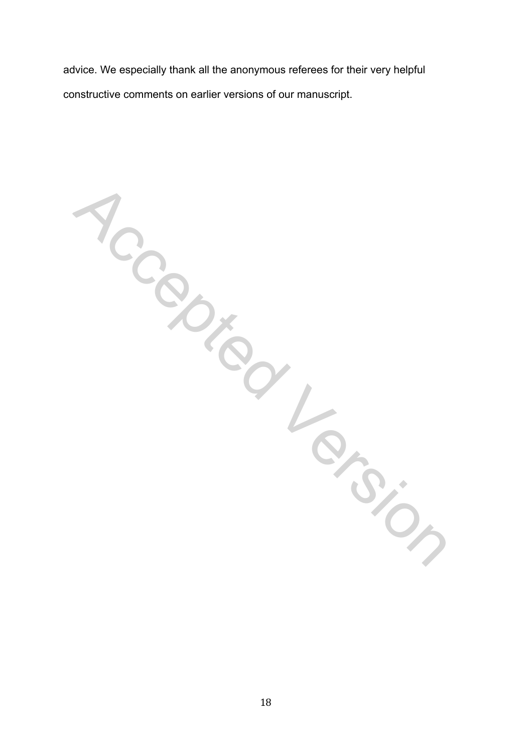advice. We especially thank all the anonymous referees for their very helpful constructive comments on earlier versions of our manuscript.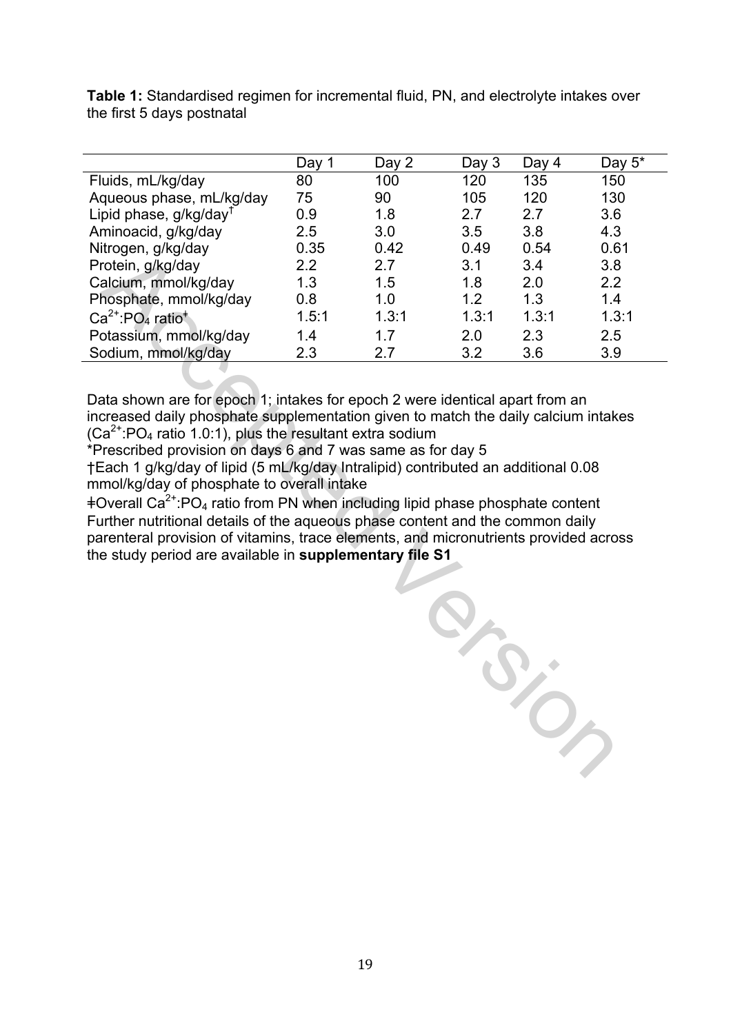**Table 1:** Standardised regimen for incremental fluid, PN, and electrolyte intakes over the first 5 days postnatal

| | Day 1 | Day 2 | Day 3 | Day 4 | Day 5* |
|---|---|---|---|---|---|
| Fluids, mL/kg/day | 80 | 100 | 120 | 135 | 150 |
| Aqueous phase, mL/kg/day | 75 | 90 | 105 | 120 | 130 |
| Lipid phase, g/kg/day† | 0.9 | 1.8 | 2.7 | 2.7 | 3.6 |
| Aminoacid, g/kg/day | 2.5 | 3.0 | 3.5 | 3.8 | 4.3 |
| Nitrogen, g/kg/day | 0.35 | 0.42 | 0.49 | 0.54 | 0.61 |
| Protein, g/kg/day | 2.2 | 2.7 | 3.1 | 3.4 | 3.8 |
| Calcium, mmol/kg/day | 1.3 | 1.5 | 1.8 | 2.0 | 2.2 |
| Phosphate, mmol/kg/day | 0.8 | 1.0 | 1.2 | 1.3 | 1.4 |
| $Ca^{2+}$:$PO_4$ ratio‡ | 1.5:1 | 1.3:1 | 1.3:1 | 1.3:1 | 1.3:1 |
| Potassium, mmol/kg/day | 1.4 | 1.7 | 2.0 | 2.3 | 2.5 |
| Sodium, mmol/kg/day | 2.3 | 2.7 | 3.2 | 3.6 | 3.9 |

Data shown are for epoch 1; intakes for epoch 2 were identical apart from an increased daily phosphate supplementation given to match the daily calcium intakes ($Ca^{2+}$:$PO_4$ ratio 1.0:1), plus the resultant extra sodium

*Prescribed provision on days 6 and 7 was same as for day 5

†Each 1 g/kg/day of lipid (5 mL/kg/day Intralipid) contributed an additional 0.08 mmol/kg/day of phosphate to overall intake

‡Overall $Ca^{2+}$:$PO_4$ ratio from PN when including lipid phase phosphate content

Further nutritional details of the aqueous phase content and the common daily parenteral provision of vitamins, trace elements, and micronutrients provided across the study period are available in **supplementary file S1**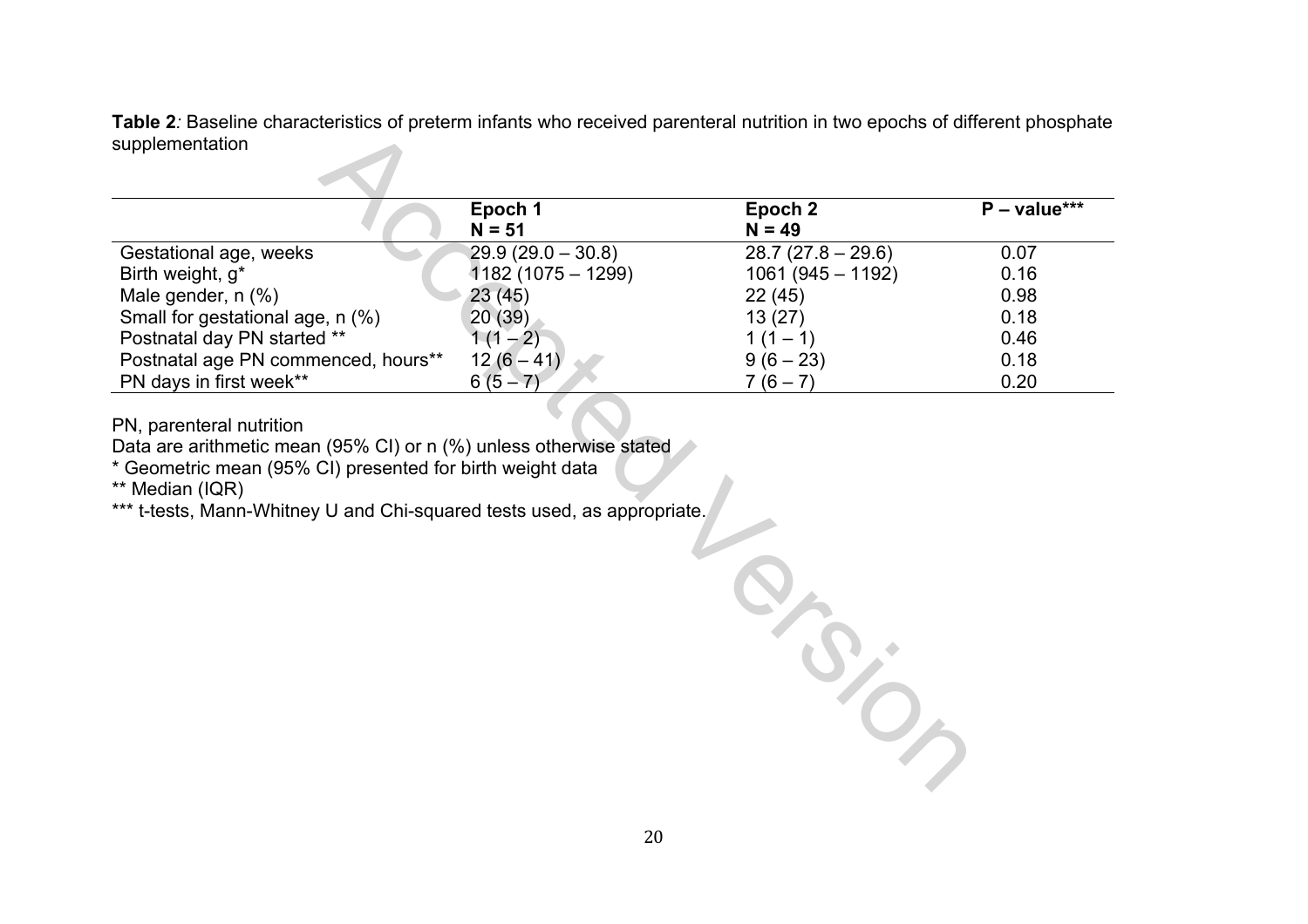**Table 2***:* Baseline characteristics of preterm infants who received parenteral nutrition in two epochs of different phosphate supplementation

| | **Epoch 1**<br>**N = 51** | **Epoch 2**<br>**N = 49** | **P – value*** |
|---|---|---|---|
| Gestational age, weeks | 29.9 (29.0 – 30.8) | 28.7 (27.8 – 29.6) | 0.07 |
| Birth weight, g* | 1182 (1075 – 1299) | 1061 (945 – 1192) | 0.16 |
| Male gender, n (%) | 23 (45) | 22 (45) | 0.98 |
| Small for gestational age, n (%) | 20 (39) | 13 (27) | 0.18 |
| Postnatal day PN started ** | 1 (1 – 2) | 1 (1 – 1) | 0.46 |
| Postnatal age PN commenced, hours** | 12 (6 – 41) | 9 (6 – 23) | 0.18 |
| PN days in first week** | 6 (5 – 7) | 7 (6 – 7) | 0.20 |

PN, parenteral nutrition

Data are arithmetic mean (95% CI) or n (%) unless otherwise stated

* Geometric mean (95% CI) presented for birth weight data

** Median (IQR)

*** t-tests, Mann-Whitney U and Chi-squared tests used, as appropriate.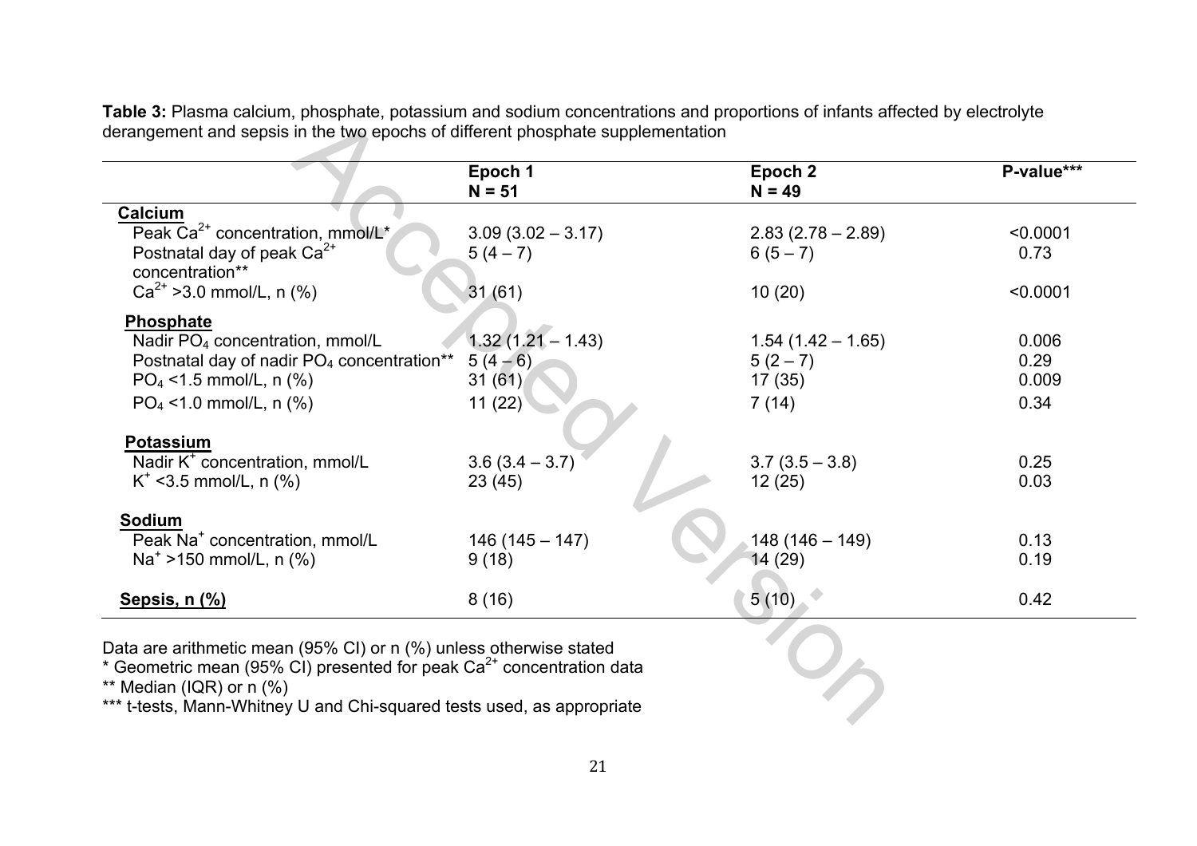**Table 3:** Plasma calcium, phosphate, potassium and sodium concentrations and proportions of infants affected by electrolyte derangement and sepsis in the two epochs of different phosphate supplementation

| | Epoch 1<br>N = 51 | Epoch 2<br>N = 49 | P-value*** |
|---|---|---|---|
| **Calcium** | | | |
| Peak $Ca^{2+}$ concentration, mmol/L* | 3.09 (3.02 – 3.17) | 2.83 (2.78 – 2.89) | <0.0001 |
| Postnatal day of peak $Ca^{2+}$ concentration** | 5 (4 – 7) | 6 (5 – 7) | 0.73 |
| $Ca^{2+}$ >3.0 mmol/L, n (%) | 31 (61) | 10 (20) | <0.0001 |
| **Phosphate** | | | |
| Nadir $PO_4$ concentration, mmol/L | 1.32 (1.21 – 1.43) | 1.54 (1.42 – 1.65) | 0.006 |
| Postnatal day of nadir $PO_4$ concentration** | 5 (4 – 6) | 5 (2 – 7) | 0.29 |
| $PO_4$ <1.5 mmol/L, n (%) | 31 (61) | 17 (35) | 0.009 |
| $PO_4$ <1.0 mmol/L, n (%) | 11 (22) | 7 (14) | 0.34 |
| **Potassium** | | | |
| Nadir $K^+$ concentration, mmol/L | 3.6 (3.4 – 3.7) | 3.7 (3.5 – 3.8) | 0.25 |
| $K^+$ <3.5 mmol/L, n (%) | 23 (45) | 12 (25) | 0.03 |
| **Sodium** | | | |
| Peak $Na^+$ concentration, mmol/L | 146 (145 – 147) | 148 (146 – 149) | 0.13 |
| $Na^+$ >150 mmol/L, n (%) | 9 (18) | 14 (29) | 0.19 |
| **Sepsis, n (%)** | 8 (16) | 5 (10) | 0.42 |

Data are arithmetic mean (95% CI) or n (%) unless otherwise stated

\* Geometric mean (95% CI) presented for peak $Ca^{2+}$ concentration data

** Median (IQR) or n (%)

*** t-tests, Mann-Whitney U and Chi-squared tests used, as appropriate